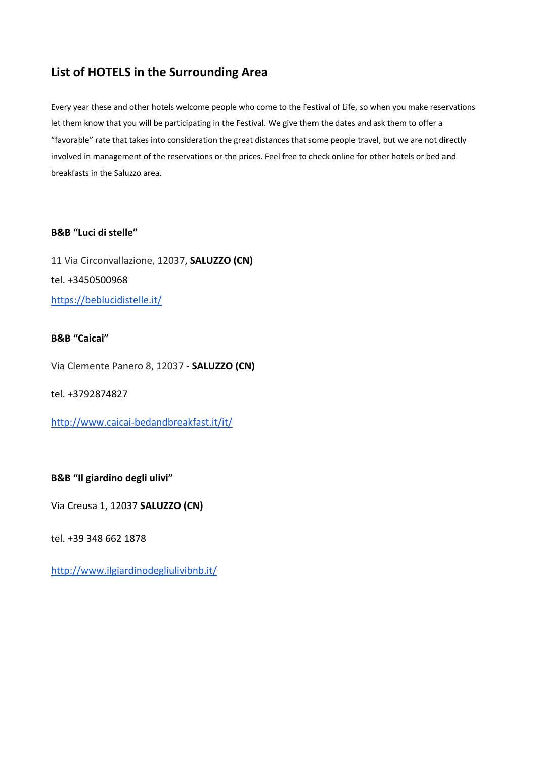## List of HOTELS in the Surrounding Area

Every year these and other hotels welcome people who come to the Festival of Life, so when you make reservations let them know that you will be participating in the Festival. We give them the dates and ask them to offer a "favorable" rate that takes into consideration the great distances that some people travel, but we are not directly involved in management of the reservations or the prices. Feel free to check online for other hotels or bed and breakfasts in the Saluzzo area.

**B&B "Luci di stelle"**

11 Via Circonvallazione, 12037, **SALUZZO (CN)**

tel. +3450500968

https://beblucidistelle.it/

**B&B "Caicai"**

Via Clemente Panero 8, 12037 - **SALUZZO (CN)**

tel. +3792874827

http://www.caicai-bedandbreakfast.it/it/

**B&B "Il giardino degli ulivi"**

Via Creusa 1, 12037 **SALUZZO (CN)**

tel. +39 348 662 1878

http://www.ilgiardinodegliulivibnb.it/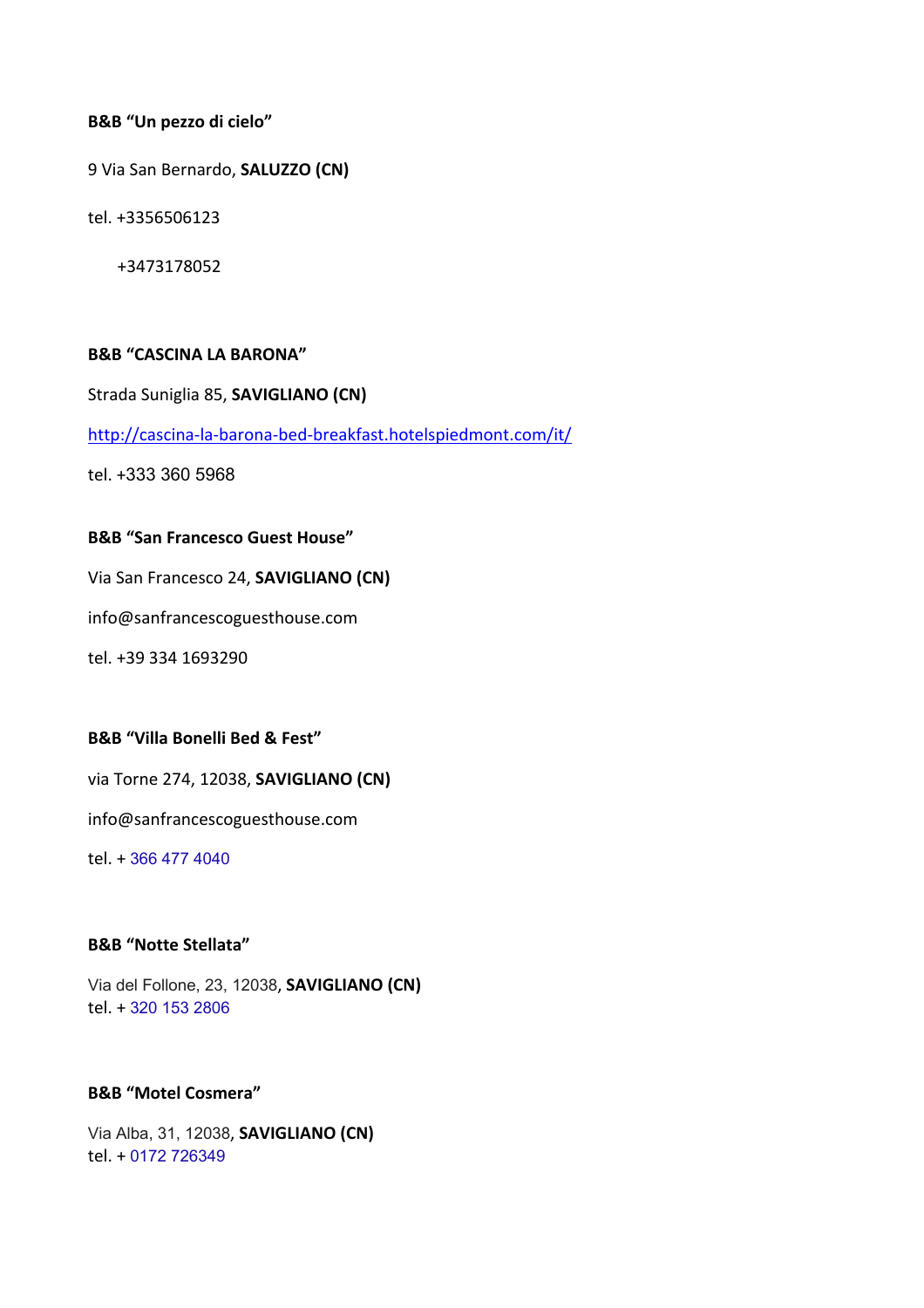**B&B "Un pezzo di cielo"**

9 Via San Bernardo, **SALUZZO (CN)**

tel. +3356506123

+3473178052

**B&B "CASCINA LA BARONA"**

Strada Suniglia 85, **SAVIGLIANO (CN)**

http://cascina-la-barona-bed-breakfast.hotelspiedmont.com/it/

tel. +333 360 5968

**B&B "San Francesco Guest House"**

Via San Francesco 24, **SAVIGLIANO (CN)**

info@sanfrancescoguesthouse.com

tel. +39 334 1693290

**B&B "Villa Bonelli Bed & Fest"**

via Torne 274, 12038, **SAVIGLIANO (CN)**

info@sanfrancescoguesthouse.com

tel. + 366 477 4040

**B&B "Notte Stellata"**

Via del Follone, 23, 12038, **SAVIGLIANO (CN)**
tel. + 320 153 2806

**B&B "Motel Cosmera"**

Via Alba, 31, 12038, **SAVIGLIANO (CN)**
tel. + 0172 726349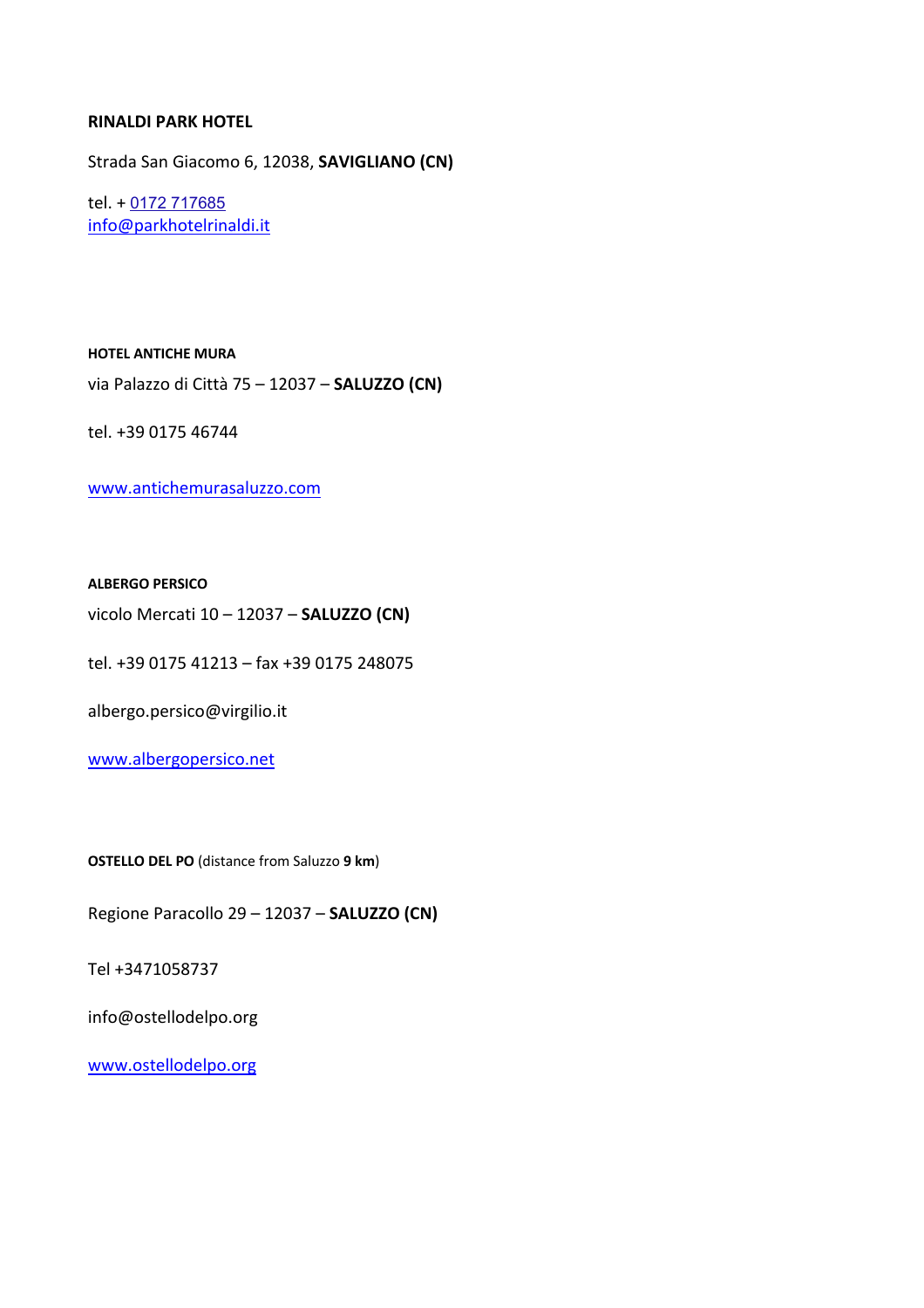**RINALDI PARK HOTEL**

Strada San Giacomo 6, 12038, **SAVIGLIANO (CN)**

tel. + 0172 717685
info@parkhotelrinaldi.it

**HOTEL ANTICHE MURA**

via Palazzo di Città 75 – 12037 – **SALUZZO (CN)**

tel. +39 0175 46744

www.antichemurasaluzzo.com

**ALBERGO PERSICO**

vicolo Mercati 10 – 12037 – **SALUZZO (CN)**

tel. +39 0175 41213 – fax +39 0175 248075

albergo.persico@virgilio.it

www.albergopersico.net

**OSTELLO DEL PO** (distance from Saluzzo **9 km**)

Regione Paracollo 29 – 12037 – **SALUZZO (CN)**

Tel +3471058737

info@ostellodelpo.org

www.ostellodelpo.org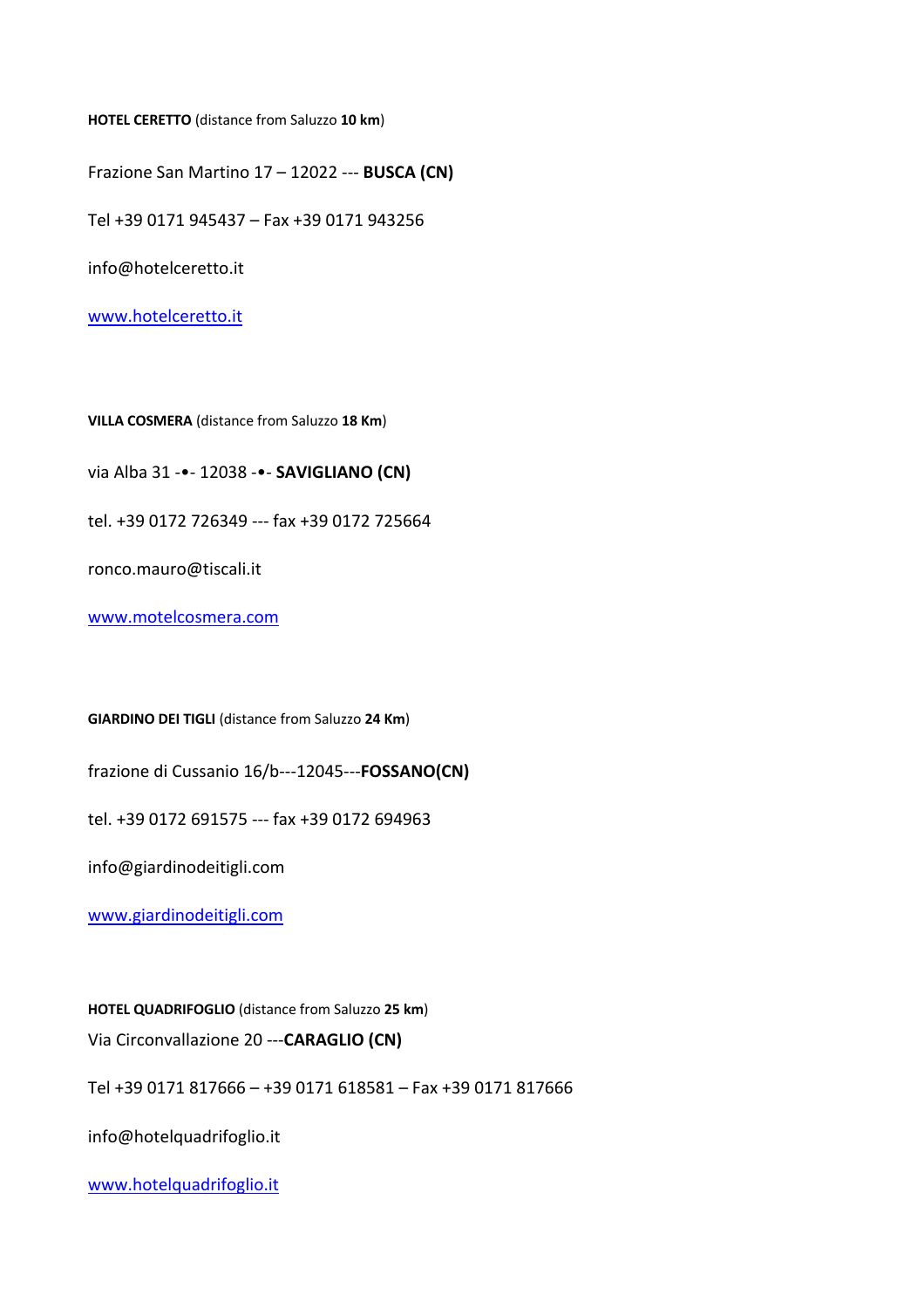**HOTEL CERETTO** (distance from Saluzzo **10 km**)

Frazione San Martino 17 – 12022 --- **BUSCA (CN)**

Tel +39 0171 945437 – Fax +39 0171 943256

info@hotelceretto.it

www.hotelceretto.it

**VILLA COSMERA** (distance from Saluzzo **18 Km**)

via Alba 31 -•- 12038 -•- **SAVIGLIANO (CN)**

tel. +39 0172 726349 --- fax +39 0172 725664

ronco.mauro@tiscali.it

www.motelcosmera.com

**GIARDINO DEI TIGLI** (distance from Saluzzo **24 Km**)

frazione di Cussanio 16/b---12045---**FOSSANO(CN)**

tel. +39 0172 691575 --- fax +39 0172 694963

info@giardinodeitigli.com

www.giardinodeitigli.com

**HOTEL QUADRIFOGLIO** (distance from Saluzzo **25 km**)

Via Circonvallazione 20 ---**CARAGLIO (CN)**

Tel +39 0171 817666 – +39 0171 618581 – Fax +39 0171 817666

info@hotelquadrifoglio.it

www.hotelquadrifoglio.it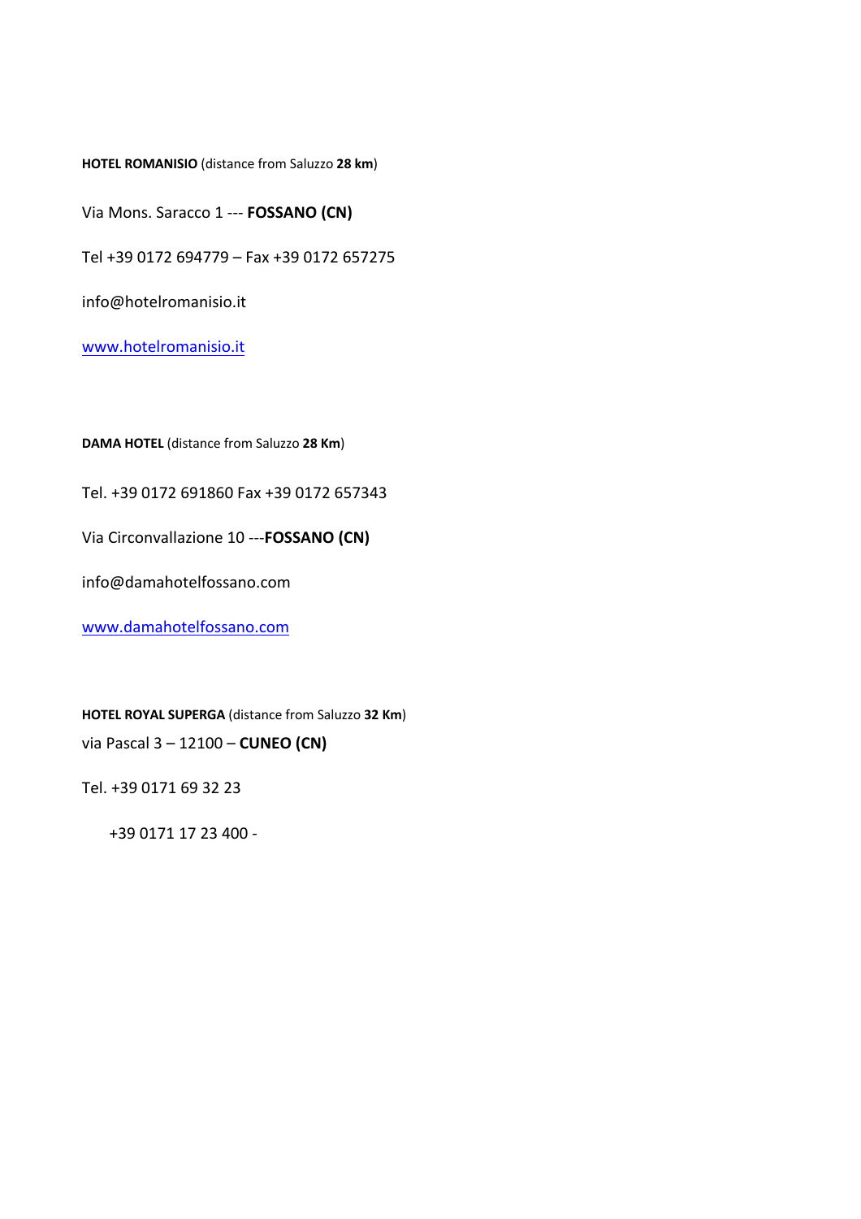**HOTEL ROMANISIO** (distance from Saluzzo **28 km**)

Via Mons. Saracco 1 --- **FOSSANO (CN)**

Tel +39 0172 694779 – Fax +39 0172 657275

info@hotelromanisio.it

www.hotelromanisio.it

**DAMA HOTEL** (distance from Saluzzo **28 Km**)

Tel. +39 0172 691860 Fax +39 0172 657343

Via Circonvallazione 10 ---**FOSSANO (CN)**

info@damahotelfossano.com

www.damahotelfossano.com

**HOTEL ROYAL SUPERGA** (distance from Saluzzo **32 Km**)

via Pascal 3 – 12100 – **CUNEO (CN)**

Tel. +39 0171 69 32 23

+39 0171 17 23 400 -